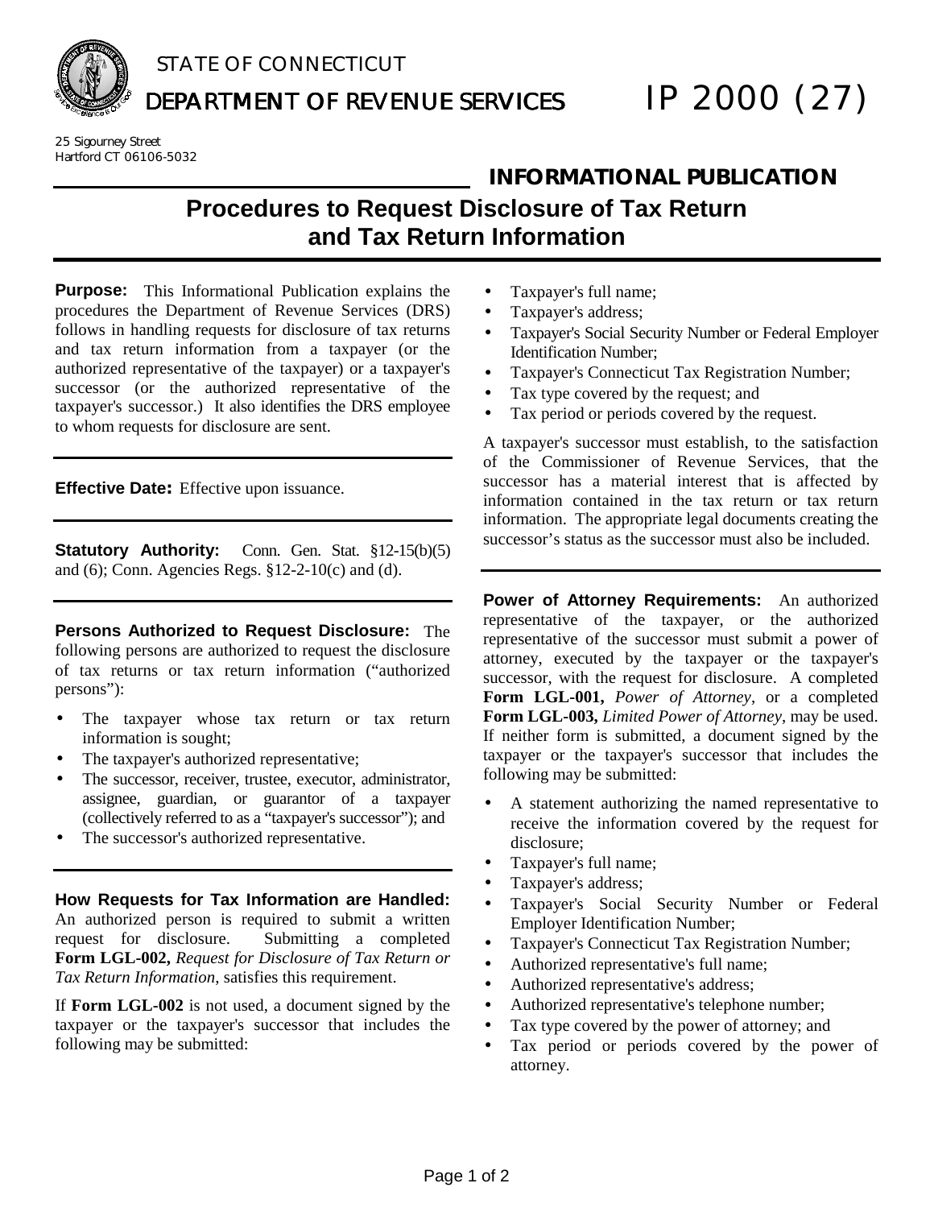STATE OF CONNECTICUT

DEPARTMENT OF REVENUE SERVICES

# IP 2000 (27)

25 Sigourney Street
Hartford CT 06106-5032

## INFORMATIONAL PUBLICATION

# Procedures to Request Disclosure of Tax Return and Tax Return Information

**Purpose:** This Informational Publication explains the procedures the Department of Revenue Services (DRS) follows in handling requests for disclosure of tax returns and tax return information from a taxpayer (or the authorized representative of the taxpayer) or a taxpayer's successor (or the authorized representative of the taxpayer's successor.) It also identifies the DRS employee to whom requests for disclosure are sent.

**Effective Date:** Effective upon issuance.

**Statutory Authority:** Conn. Gen. Stat. §12-15(b)(5) and (6); Conn. Agencies Regs. §12-2-10(c) and (d).

**Persons Authorized to Request Disclosure:** The following persons are authorized to request the disclosure of tax returns or tax return information ("authorized persons"):

- The taxpayer whose tax return or tax return information is sought;
- The taxpayer's authorized representative;
- The successor, receiver, trustee, executor, administrator, assignee, guardian, or guarantor of a taxpayer (collectively referred to as a "taxpayer's successor"); and
- The successor's authorized representative.

**How Requests for Tax Information are Handled:** An authorized person is required to submit a written request for disclosure. Submitting a completed **Form LGL-002,** *Request for Disclosure of Tax Return or Tax Return Information*, satisfies this requirement.

If **Form LGL-002** is not used, a document signed by the taxpayer or the taxpayer's successor that includes the following may be submitted:

- Taxpayer's full name;
- Taxpayer's address;
- Taxpayer's Social Security Number or Federal Employer Identification Number;
- Taxpayer's Connecticut Tax Registration Number;
- Tax type covered by the request; and
- Tax period or periods covered by the request.

A taxpayer's successor must establish, to the satisfaction of the Commissioner of Revenue Services, that the successor has a material interest that is affected by information contained in the tax return or tax return information. The appropriate legal documents creating the successor's status as the successor must also be included.

**Power of Attorney Requirements:** An authorized representative of the taxpayer, or the authorized representative of the successor must submit a power of attorney, executed by the taxpayer or the taxpayer's successor, with the request for disclosure. A completed **Form LGL-001,** *Power of Attorney*, or a completed **Form LGL-003,** *Limited Power of Attorney*, may be used. If neither form is submitted, a document signed by the taxpayer or the taxpayer's successor that includes the following may be submitted:

- A statement authorizing the named representative to receive the information covered by the request for disclosure;
- Taxpayer's full name;
- Taxpayer's address;
- Taxpayer's Social Security Number or Federal Employer Identification Number;
- Taxpayer's Connecticut Tax Registration Number;
- Authorized representative's full name;
- Authorized representative's address;
- Authorized representative's telephone number;
- Tax type covered by the power of attorney; and
- Tax period or periods covered by the power of attorney.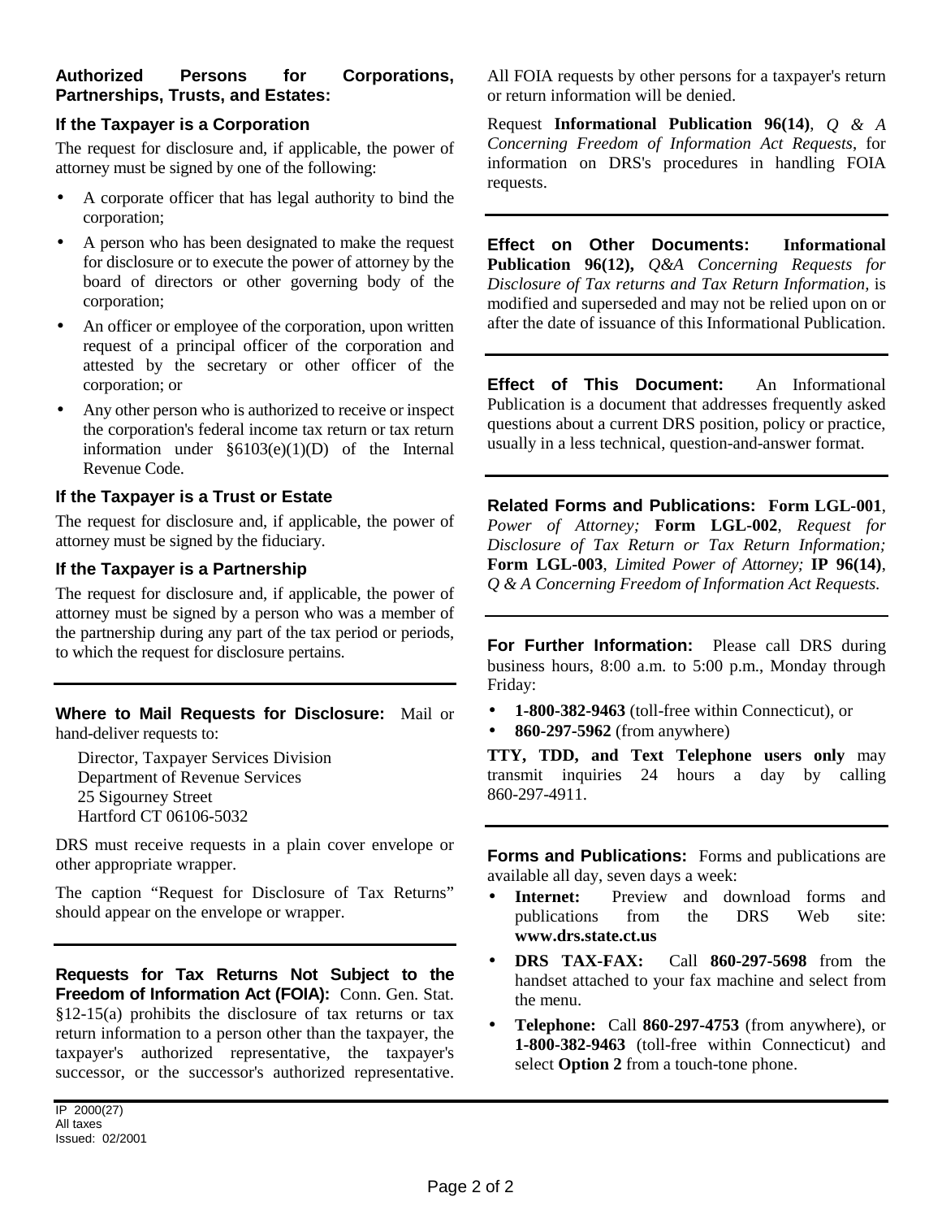**Authorized Persons for Corporations, Partnerships, Trusts, and Estates:**

### If the Taxpayer is a Corporation

The request for disclosure and, if applicable, the power of attorney must be signed by one of the following:

- A corporate officer that has legal authority to bind the corporation;
- A person who has been designated to make the request for disclosure or to execute the power of attorney by the board of directors or other governing body of the corporation;
- An officer or employee of the corporation, upon written request of a principal officer of the corporation and attested by the secretary or other officer of the corporation; or
- Any other person who is authorized to receive or inspect the corporation's federal income tax return or tax return information under §6103(e)(1)(D) of the Internal Revenue Code.

### If the Taxpayer is a Trust or Estate

The request for disclosure and, if applicable, the power of attorney must be signed by the fiduciary.

### If the Taxpayer is a Partnership

The request for disclosure and, if applicable, the power of attorney must be signed by a person who was a member of the partnership during any part of the tax period or periods, to which the request for disclosure pertains.

---

**Where to Mail Requests for Disclosure:** Mail or hand-deliver requests to:

Director, Taxpayer Services Division
Department of Revenue Services
25 Sigourney Street
Hartford CT 06106-5032

DRS must receive requests in a plain cover envelope or other appropriate wrapper.

The caption "Request for Disclosure of Tax Returns" should appear on the envelope or wrapper.

---

**Requests for Tax Returns Not Subject to the Freedom of Information Act (FOIA):** Conn. Gen. Stat. §12-15(a) prohibits the disclosure of tax returns or tax return information to a person other than the taxpayer, the taxpayer's authorized representative, the taxpayer's successor, or the successor's authorized representative. All FOIA requests by other persons for a taxpayer's return or return information will be denied.

Request **Informational Publication 96(14)**, *Q & A Concerning Freedom of Information Act Requests*, for information on DRS's procedures in handling FOIA requests.

---

**Effect on Other Documents:** **Informational Publication 96(12),** *Q&A Concerning Requests for Disclosure of Tax returns and Tax Return Information,* is modified and superseded and may not be relied upon on or after the date of issuance of this Informational Publication.

---

**Effect of This Document:** An Informational Publication is a document that addresses frequently asked questions about a current DRS position, policy or practice, usually in a less technical, question-and-answer format.

---

**Related Forms and Publications:** **Form LGL-001**, *Power of Attorney;* **Form LGL-002**, *Request for Disclosure of Tax Return or Tax Return Information;* **Form LGL-003**, *Limited Power of Attorney;* **IP 96(14)**, *Q & A Concerning Freedom of Information Act Requests.*

---

**For Further Information:** Please call DRS during business hours, 8:00 a.m. to 5:00 p.m., Monday through Friday:

- **1-800-382-9463** (toll-free within Connecticut), or
- **860-297-5962** (from anywhere)

**TTY, TDD, and Text Telephone users only** may transmit inquiries 24 hours a day by calling 860-297-4911.

---

**Forms and Publications:** Forms and publications are available all day, seven days a week:

- **Internet:** Preview and download forms and publications from the DRS Web site: **www.drs.state.ct.us**
- **DRS TAX-FAX:** Call **860-297-5698** from the handset attached to your fax machine and select from the menu.
- **Telephone:** Call **860-297-4753** (from anywhere), or **1-800-382-9463** (toll-free within Connecticut) and select **Option 2** from a touch-tone phone.

---

IP 2000(27)
All taxes
Issued: 02/2001